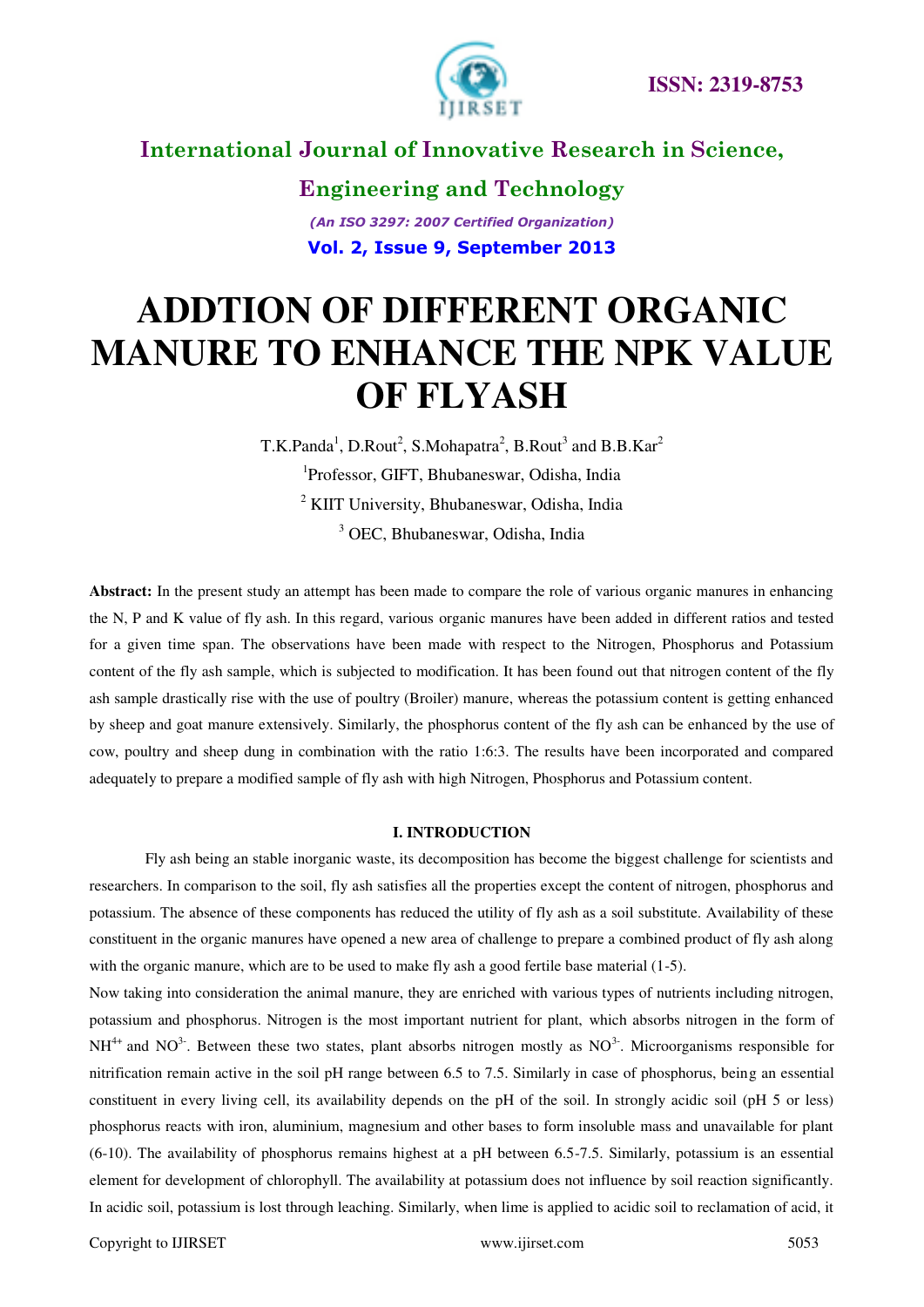# ADDTION OF DIFFERENT ORGANIC MANURE TO ENHANCE THE NPK VALUE OF FLYASH

T.K.Panda[1], D.Rout[2], S.Mohapatra[2], B.Rout[3] and B.B.Kar[2]

[1]Professor, GIFT, Bhubaneswar, Odisha, India

[2] KIIT University, Bhubaneswar, Odisha, India

[3] OEC, Bhubaneswar, Odisha, India

**Abstract:** In the present study an attempt has been made to compare the role of various organic manures in enhancing the N, P and K value of fly ash. In this regard, various organic manures have been added in different ratios and tested for a given time span. The observations have been made with respect to the Nitrogen, Phosphorus and Potassium content of the fly ash sample, which is subjected to modification. It has been found out that nitrogen content of the fly ash sample drastically rise with the use of poultry (Broiler) manure, whereas the potassium content is getting enhanced by sheep and goat manure extensively. Similarly, the phosphorus content of the fly ash can be enhanced by the use of cow, poultry and sheep dung in combination with the ratio 1:6:3. The results have been incorporated and compared adequately to prepare a modified sample of fly ash with high Nitrogen, Phosphorus and Potassium content.

## I. INTRODUCTION

Fly ash being an stable inorganic waste, its decomposition has become the biggest challenge for scientists and researchers. In comparison to the soil, fly ash satisfies all the properties except the content of nitrogen, phosphorus and potassium. The absence of these components has reduced the utility of fly ash as a soil substitute. Availability of these constituent in the organic manures have opened a new area of challenge to prepare a combined product of fly ash along with the organic manure, which are to be used to make fly ash a good fertile base material (1-5).

Now taking into consideration the animal manure, they are enriched with various types of nutrients including nitrogen, potassium and phosphorus. Nitrogen is the most important nutrient for plant, which absorbs nitrogen in the form of $NH^{4+}$ and $NO^{3-}$. Between these two states, plant absorbs nitrogen mostly as $NO^{3-}$. Microorganisms responsible for nitrification remain active in the soil pH range between 6.5 to 7.5. Similarly in case of phosphorus, being an essential constituent in every living cell, its availability depends on the pH of the soil. In strongly acidic soil (pH 5 or less) phosphorus reacts with iron, aluminium, magnesium and other bases to form insoluble mass and unavailable for plant (6-10). The availability of phosphorus remains highest at a pH between 6.5-7.5. Similarly, potassium is an essential element for development of chlorophyll. The availability at potassium does not influence by soil reaction significantly. In acidic soil, potassium is lost through leaching. Similarly, when lime is applied to acidic soil to reclamation of acid, it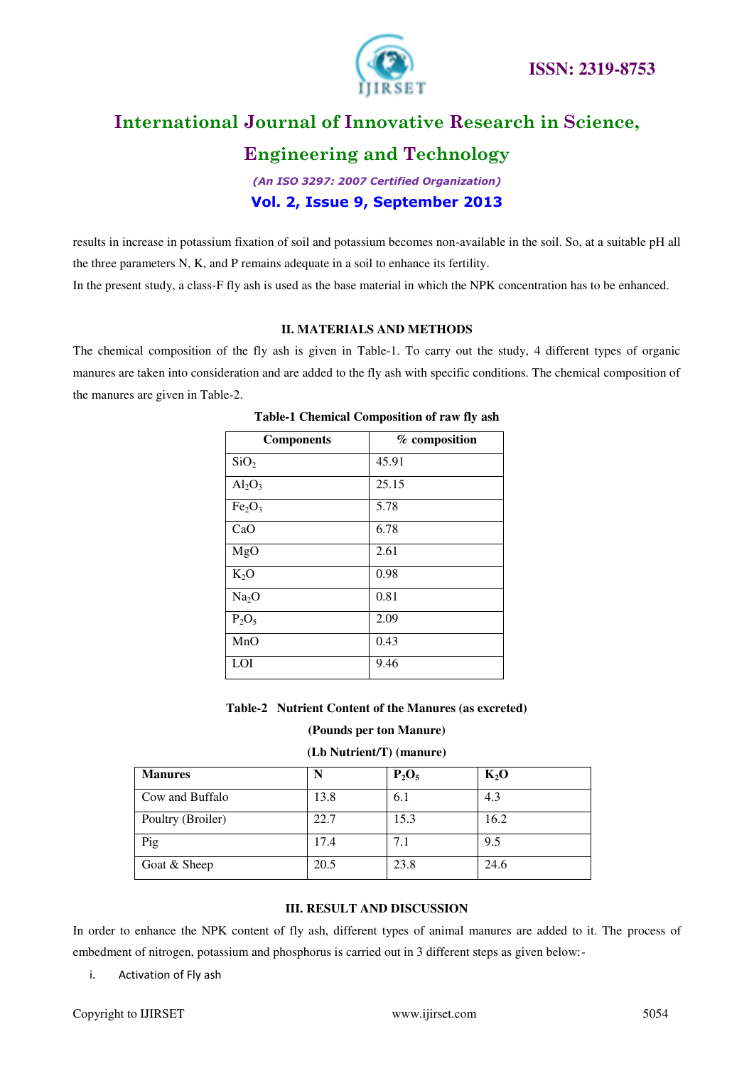results in increase in potassium fixation of soil and potassium becomes non-available in the soil. So, at a suitable pH all the three parameters N, K, and P remains adequate in a soil to enhance its fertility.

In the present study, a class-F fly ash is used as the base material in which the NPK concentration has to be enhanced.

## II. MATERIALS AND METHODS

The chemical composition of the fly ash is given in Table-1. To carry out the study, 4 different types of organic manures are taken into consideration and are added to the fly ash with specific conditions. The chemical composition of the manures are given in Table-2.

**Table-1 Chemical Composition of raw fly ash**

| Components | % composition |
|---|---|
| $SiO_2$ | 45.91 |
| $Al_2O_3$ | 25.15 |
| $Fe_2O_3$ | 5.78 |
| $CaO$ | 6.78 |
| $MgO$ | 2.61 |
| $K_2O$ | 0.98 |
| $Na_2O$ | 0.81 |
| $P_2O_5$ | 2.09 |
| $MnO$ | 0.43 |
| LOI | 9.46 |

**Table-2 Nutrient Content of the Manures (as excreted)**

**(Pounds per ton Manure)**

**(Lb Nutrient/T) (manure)**

| Manures | N | $P_2O_5$ | $K_2O$ |
|---|---|---|---|
| Cow and Buffalo | 13.8 | 6.1 | 4.3 |
| Poultry (Broiler) | 22.7 | 15.3 | 16.2 |
| Pig | 17.4 | 7.1 | 9.5 |
| Goat & Sheep | 20.5 | 23.8 | 24.6 |

## III. RESULT AND DISCUSSION

In order to enhance the NPK content of fly ash, different types of animal manures are added to it. The process of embedment of nitrogen, potassium and phosphorus is carried out in 3 different steps as given below:-

i. Activation of Fly ash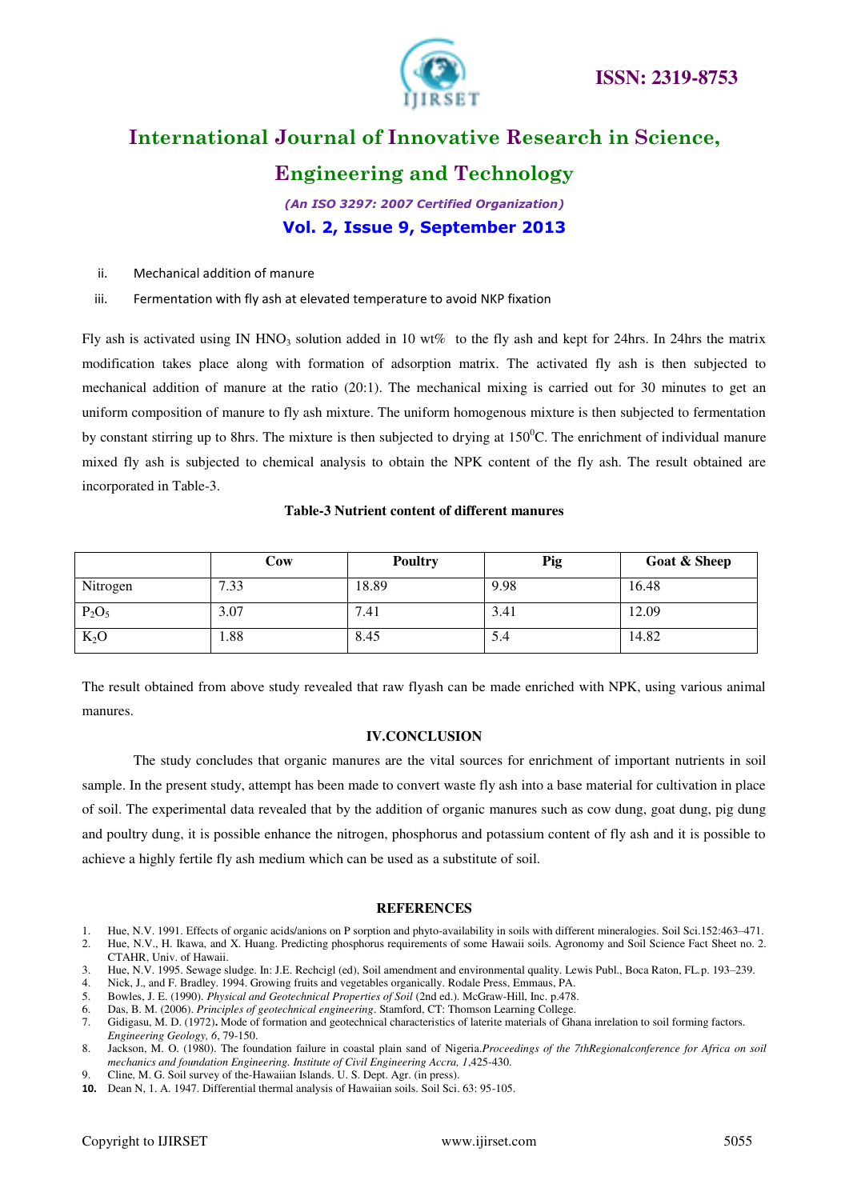ii. Mechanical addition of manure

iii. Fermentation with fly ash at elevated temperature to avoid NKP fixation

Fly ash is activated using IN $HNO_3$ solution added in 10 wt% to the fly ash and kept for 24hrs. In 24hrs the matrix modification takes place along with formation of adsorption matrix. The activated fly ash is then subjected to mechanical addition of manure at the ratio (20:1). The mechanical mixing is carried out for 30 minutes to get an uniform composition of manure to fly ash mixture. The uniform homogenous mixture is then subjected to fermentation by constant stirring up to 8hrs. The mixture is then subjected to drying at $150^0$C. The enrichment of individual manure mixed fly ash is subjected to chemical analysis to obtain the NPK content of the fly ash. The result obtained are incorporated in Table-3.

**Table-3 Nutrient content of different manures**

| | Cow | Poultry | Pig | Goat & Sheep |
|---|---|---|---|---|
| Nitrogen | 7.33 | 18.89 | 9.98 | 16.48 |
| $P_2O_5$ | 3.07 | 7.41 | 3.41 | 12.09 |
| $K_2O$ | 1.88 | 8.45 | 5.4 | 14.82 |

The result obtained from above study revealed that raw flyash can be made enriched with NPK, using various animal manures.

## IV.CONCLUSION

The study concludes that organic manures are the vital sources for enrichment of important nutrients in soil sample. In the present study, attempt has been made to convert waste fly ash into a base material for cultivation in place of soil. The experimental data revealed that by the addition of organic manures such as cow dung, goat dung, pig dung and poultry dung, it is possible enhance the nitrogen, phosphorus and potassium content of fly ash and it is possible to achieve a highly fertile fly ash medium which can be used as a substitute of soil.

## REFERENCES

1. Hue, N.V. 1991. Effects of organic acids/anions on P sorption and phyto-availability in soils with different mineralogies. Soil Sci.152:463–471.
2. Hue, N.V., H. Ikawa, and X. Huang. Predicting phosphorus requirements of some Hawaii soils. Agronomy and Soil Science Fact Sheet no. 2. CTAHR, Univ. of Hawaii.
3. Hue, N.V. 1995. Sewage sludge. In: J.E. Rechcigl (ed), Soil amendment and environmental quality. Lewis Publ., Boca Raton, FL.p. 193–239.
4. Nick, J., and F. Bradley. 1994. Growing fruits and vegetables organically. Rodale Press, Emmaus, PA.
5. Bowles, J. E. (1990). *Physical and Geotechnical Properties of Soil* (2nd ed.). McGraw-Hill, Inc. p.478.
6. Das, B. M. (2006). *Principles of geotechnical engineering*. Stamford, CT: Thomson Learning College.
7. Gidigasu, M. D. (1972)**.** Mode of formation and geotechnical characteristics of laterite materials of Ghana inrelation to soil forming factors. *Engineering Geology, 6*, 79-150.
8. Jackson, M. O. (1980). The foundation failure in coastal plain sand of Nigeria.*Proceedings of the 7thRegionalconference for Africa on soil mechanics and foundation Engineering. Institute of Civil Engineering Accra, 1*,425-430.
9. Cline, M. G. Soil survey of the-Hawaiian Islands. U. S. Dept. Agr. (in press).
10. Dean N, 1. A. 1947. Differential thermal analysis of Hawaiian soils. Soil Sci. 63: 95-105.